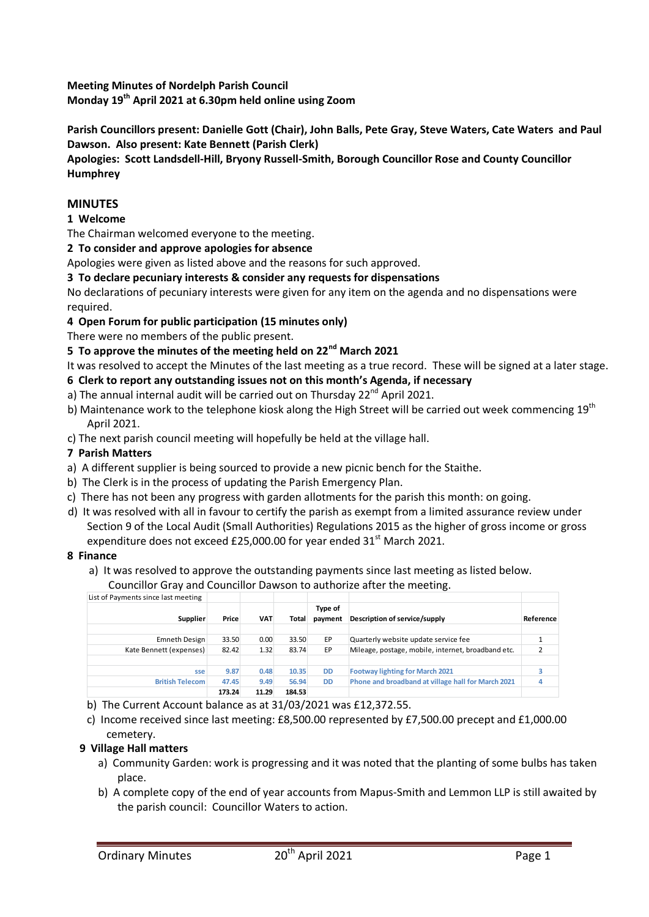**Meeting Minutes of Nordelph Parish Council**
**Monday 19th April 2021 at 6.30pm held online using Zoom**

**Parish Councillors present: Danielle Gott (Chair), John Balls, Pete Gray, Steve Waters, Cate Waters and Paul Dawson. Also present: Kate Bennett (Parish Clerk)**
**Apologies: Scott Landsdell-Hill, Bryony Russell-Smith, Borough Councillor Rose and County Councillor Humphrey**

## MINUTES

**1 Welcome**

The Chairman welcomed everyone to the meeting.

**2 To consider and approve apologies for absence**

Apologies were given as listed above and the reasons for such approved.

**3 To declare pecuniary interests & consider any requests for dispensations**

No declarations of pecuniary interests were given for any item on the agenda and no dispensations were required.

**4 Open Forum for public participation (15 minutes only)**

There were no members of the public present.

**5 To approve the minutes of the meeting held on 22nd March 2021**

It was resolved to accept the Minutes of the last meeting as a true record. These will be signed at a later stage.

**6 Clerk to report any outstanding issues not on this month's Agenda, if necessary**

a) The annual internal audit will be carried out on Thursday 22nd April 2021.

b) Maintenance work to the telephone kiosk along the High Street will be carried out week commencing 19th April 2021.

c) The next parish council meeting will hopefully be held at the village hall.

**7 Parish Matters**

a) A different supplier is being sourced to provide a new picnic bench for the Staithe.

b) The Clerk is in the process of updating the Parish Emergency Plan.

c) There has not been any progress with garden allotments for the parish this month: on going.

d) It was resolved with all in favour to certify the parish as exempt from a limited assurance review under Section 9 of the Local Audit (Small Authorities) Regulations 2015 as the higher of gross income or gross expenditure does not exceed £25,000.00 for year ended 31st March 2021.

**8 Finance**

a) It was resolved to approve the outstanding payments since last meeting as listed below. Councillor Gray and Councillor Dawson to authorize after the meeting.

| List of Payments since last meeting | | | | | | |
|---|---|---|---|---|---|---|
| **Supplier** | **Price** | **VAT** | **Total** | **Type of payment** | **Description of service/supply** | **Reference** |
| | | | | | | |
| Emneth Design | 33.50 | 0.00 | 33.50 | EP | Quarterly website update service fee | 1 |
| Kate Bennett (expenses) | 82.42 | 1.32 | 83.74 | EP | Mileage, postage, mobile, internet, broadband etc. | 2 |
| | | | | | | |
| sse | 9.87 | 0.48 | 10.35 | DD | Footway lighting for March 2021 | 3 |
| British Telecom | 47.45 | 9.49 | 56.94 | DD | Phone and broadband at village hall for March 2021 | 4 |
| | 173.24 | 11.29 | 184.53 | | | |

b) The Current Account balance as at 31/03/2021 was £12,372.55.

c) Income received since last meeting: £8,500.00 represented by £7,500.00 precept and £1,000.00 cemetery.

**9 Village Hall matters**

a) Community Garden: work is progressing and it was noted that the planting of some bulbs has taken place.

b) A complete copy of the end of year accounts from Mapus-Smith and Lemmon LLP is still awaited by the parish council: Councillor Waters to action.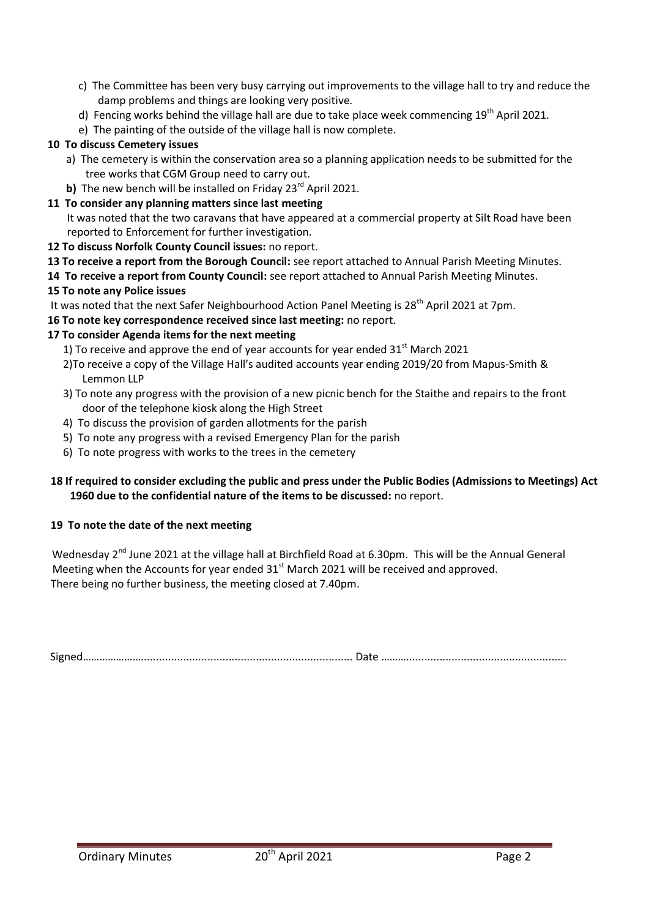c) The Committee has been very busy carrying out improvements to the village hall to try and reduce the damp problems and things are looking very positive.

d) Fencing works behind the village hall are due to take place week commencing 19th April 2021.

e) The painting of the outside of the village hall is now complete.

**10 To discuss Cemetery issues**

a) The cemetery is within the conservation area so a planning application needs to be submitted for the tree works that CGM Group need to carry out.

**b)** The new bench will be installed on Friday 23rd April 2021.

**11 To consider any planning matters since last meeting**

It was noted that the two caravans that have appeared at a commercial property at Silt Road have been reported to Enforcement for further investigation.

**12 To discuss Norfolk County Council issues:** no report.

**13 To receive a report from the Borough Council:** see report attached to Annual Parish Meeting Minutes.

**14 To receive a report from County Council:** see report attached to Annual Parish Meeting Minutes.

**15 To note any Police issues**

It was noted that the next Safer Neighbourhood Action Panel Meeting is 28th April 2021 at 7pm.

**16 To note key correspondence received since last meeting:** no report.

**17 To consider Agenda items for the next meeting**

1) To receive and approve the end of year accounts for year ended 31st March 2021

2)To receive a copy of the Village Hall's audited accounts year ending 2019/20 from Mapus-Smith & Lemmon LLP

3) To note any progress with the provision of a new picnic bench for the Staithe and repairs to the front door of the telephone kiosk along the High Street

4) To discuss the provision of garden allotments for the parish

5) To note any progress with a revised Emergency Plan for the parish

6) To note progress with works to the trees in the cemetery

**18 If required to consider excluding the public and press under the Public Bodies (Admissions to Meetings) Act 1960 due to the confidential nature of the items to be discussed:** no report.

**19 To note the date of the next meeting**

Wednesday 2nd June 2021 at the village hall at Birchfield Road at 6.30pm. This will be the Annual General Meeting when the Accounts for year ended 31st March 2021 will be received and approved.
There being no further business, the meeting closed at 7.40pm.

Signed.......................................................................................... Date .............................................................